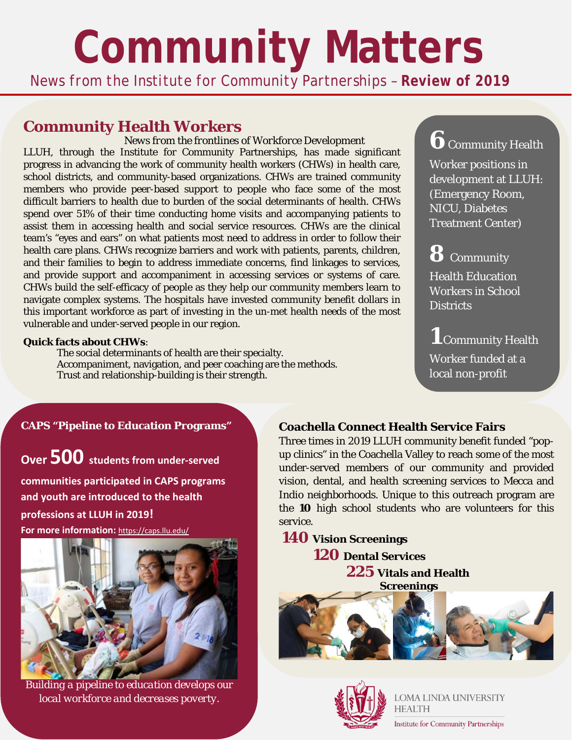# Community Matters

News from the Institute for Community Partnerships – **Review of 2019**

## Community Health Workers

*News from the frontlines of Workforce Development*

LLUH, through the Institute for Community Partnerships, has made significant progress in advancing the work of community health workers (CHWs) in health care, school districts, and community-based organizations. CHWs are trained community members who provide peer-based support to people who face some of the most difficult barriers to health due to burden of the social determinants of health. CHWs spend over 51% of their time conducting home visits and accompanying patients to assist them in accessing health and social service resources. CHWs are the clinical team's "eyes and ears" on what patients most need to address in order to follow their health care plans. CHWs recognize barriers and work with patients, parents, children, and their families to begin to address immediate concerns, find linkages to services, and provide support and accompaniment in accessing services or systems of care. CHWs build the self-efficacy of people as they help our community members learn to navigate complex systems. The hospitals have invested community benefit dollars in this important workforce as part of investing in the un-met health needs of the most vulnerable and under-served people in our region.

**Quick facts about CHWs**:

The social determinants of health are their specialty.
Accompaniment, navigation, and peer coaching are the methods.
Trust and relationship-building is their strength.

**6** Community Health Worker positions in development at LLUH: (Emergency Room, NICU, Diabetes Treatment Center)

**8** Community Health Education Workers in School Districts

**1** Community Health Worker funded at a local non-profit

### CAPS "Pipeline to Education Programs"

**Over 500 students from under-served communities participated in CAPS programs and youth are introduced to the health professions at LLUH in 2019!**

**For more information:** https://caps.llu.edu/

*Building a pipeline to education develops our local workforce and decreases poverty.*

### Coachella Connect Health Service Fairs

Three times in 2019 LLUH community benefit funded "pop-up clinics" in the Coachella Valley to reach some of the most under-served members of our community and provided vision, dental, and health screening services to Mecca and Indio neighborhoods. Unique to this outreach program are the **10** high school students who are volunteers for this service.

**140** **Vision Screenings**

**120** **Dental Services**

**225** **Vitals and Health Screenings**

LOMA LINDA UNIVERSITY HEALTH
Institute for Community Partnerships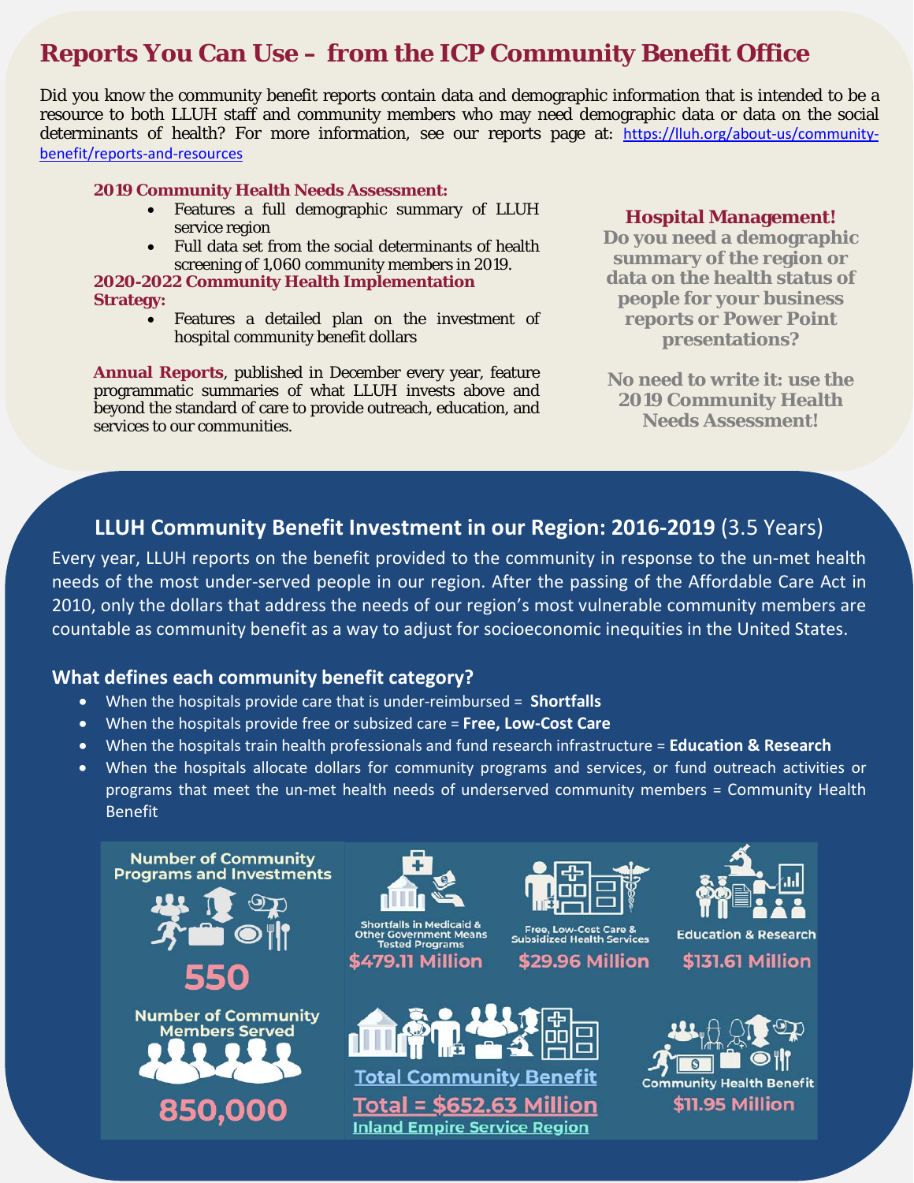## Reports You Can Use – from the ICP Community Benefit Office

Did you know the community benefit reports contain data and demographic information that is intended to be a resource to both LLUH staff and community members who may need demographic data or data on the social determinants of health? For more information, see our reports page at: https://lluh.org/about-us/community-benefit/reports-and-resources

**2019 Community Health Needs Assessment:**

- Features a full demographic summary of LLUH service region
- Full data set from the social determinants of health screening of 1,060 community members in 2019.

**2020-2022 Community Health Implementation Strategy:**

- Features a detailed plan on the investment of hospital community benefit dollars

**Annual Reports**, published in December every year, feature programmatic summaries of what LLUH invests above and beyond the standard of care to provide outreach, education, and services to our communities.

**Hospital Management!**
**Do you need a demographic summary of the region or data on the health status of people for your business reports or Power Point presentations?**

**No need to write it: use the 2019 Community Health Needs Assessment!**

## LLUH Community Benefit Investment in our Region: 2016-2019 (3.5 Years)

Every year, LLUH reports on the benefit provided to the community in response to the un-met health needs of the most under-served people in our region. After the passing of the Affordable Care Act in 2010, only the dollars that address the needs of our region's most vulnerable community members are countable as community benefit as a way to adjust for socioeconomic inequities in the United States.

### What defines each community benefit category?

- When the hospitals provide care that is under-reimbursed = **Shortfalls**
- When the hospitals provide free or subsized care = **Free, Low-Cost Care**
- When the hospitals train health professionals and fund research infrastructure = **Education & Research**
- When the hospitals allocate dollars for community programs and services, or fund outreach activities or programs that meet the un-met health needs of underserved community members = Community Health Benefit

Number of Community Programs and Investments
**550**

Number of Community Members Served
**850,000**

Shortfalls in Medicaid & Other Government Means Tested Programs
**$479.11 Million**

Free, Low-Cost Care & Subsidized Health Services
**$29.96 Million**

Education & Research
**$131.61 Million**

Total Community Benefit
**Total = $652.63 Million**
Inland Empire Service Region

Community Health Benefit
**$11.95 Million**